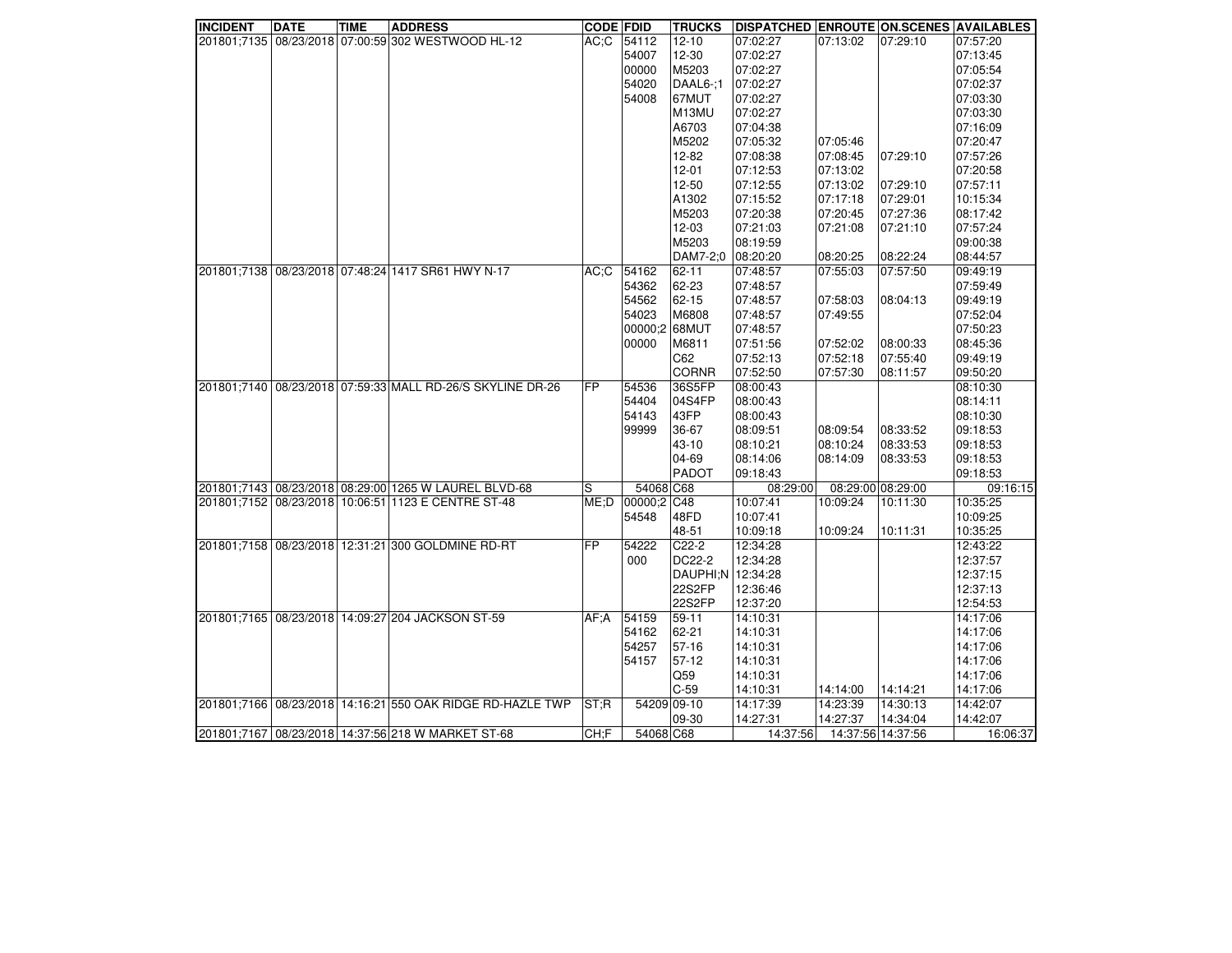| INCIDENT | DATE | TIME | ADDRESS | CODE | FDID | TRUCKS | DISPATCHED | ENROUTE | ON.SCENES | AVAILABLES |
|---|---|---|---|---|---|---|---|---|---|---|
| 201801;7135 | 08/23/2018 | 07:00:59 | 302 WESTWOOD HL-12 | AC;C | 54112 | 12-10 | 07:02:27 | 07:13:02 | 07:29:10 | 07:57:20 |
| | | | | | 54007 | 12-30 | 07:02:27 | | | 07:13:45 |
| | | | | | 00000 | M5203 | 07:02:27 | | | 07:05:54 |
| | | | | | 54020 | DAAL6-;1 | 07:02:27 | | | 07:02:37 |
| | | | | | 54008 | 67MUT | 07:02:27 | | | 07:03:30 |
| | | | | | | M13MU | 07:02:27 | | | 07:03:30 |
| | | | | | | A6703 | 07:04:38 | | | 07:16:09 |
| | | | | | | M5202 | 07:05:32 | 07:05:46 | | 07:20:47 |
| | | | | | | 12-82 | 07:08:38 | 07:08:45 | 07:29:10 | 07:57:26 |
| | | | | | | 12-01 | 07:12:53 | 07:13:02 | | 07:20:58 |
| | | | | | | 12-50 | 07:12:55 | 07:13:02 | 07:29:10 | 07:57:11 |
| | | | | | | A1302 | 07:15:52 | 07:17:18 | 07:29:01 | 10:15:34 |
| | | | | | | M5203 | 07:20:38 | 07:20:45 | 07:27:36 | 08:17:42 |
| | | | | | | 12-03 | 07:21:03 | 07:21:08 | 07:21:10 | 07:57:24 |
| | | | | | | M5203 | 08:19:59 | | | 09:00:38 |
| | | | | | | DAM7-2;0 | 08:20:20 | 08:20:25 | 08:22:24 | 08:44:57 |
| 201801;7138 | 08/23/2018 | 07:48:24 | 1417 SR61 HWY N-17 | AC;C | 54162 | 62-11 | 07:48:57 | 07:55:03 | 07:57:50 | 09:49:19 |
| | | | | | 54362 | 62-23 | 07:48:57 | | | 07:59:49 |
| | | | | | 54562 | 62-15 | 07:48:57 | 07:58:03 | 08:04:13 | 09:49:19 |
| | | | | | 54023 | M6808 | 07:48:57 | 07:49:55 | | 07:52:04 |
| | | | | | 00000;2 | 68MUT | 07:48:57 | | | 07:50:23 |
| | | | | | 00000 | M6811 | 07:51:56 | 07:52:02 | 08:00:33 | 08:45:36 |
| | | | | | | C62 | 07:52:13 | 07:52:18 | 07:55:40 | 09:49:19 |
| | | | | | | CORNR | 07:52:50 | 07:57:30 | 08:11:57 | 09:50:20 |
| 201801;7140 | 08/23/2018 | 07:59:33 | MALL RD-26/S SKYLINE DR-26 | FP | 54536 | 36S5FP | 08:00:43 | | | 08:10:30 |
| | | | | | 54404 | 04S4FP | 08:00:43 | | | 08:14:11 |
| | | | | | 54143 | 43FP | 08:00:43 | | | 08:10:30 |
| | | | | | 99999 | 36-67 | 08:09:51 | 08:09:54 | 08:33:52 | 09:18:53 |
| | | | | | | 43-10 | 08:10:21 | 08:10:24 | 08:33:53 | 09:18:53 |
| | | | | | | 04-69 | 08:14:06 | 08:14:09 | 08:33:53 | 09:18:53 |
| | | | | | | PADOT | 09:18:43 | | | 09:18:53 |
| 201801;7143 | 08/23/2018 | 08:29:00 | 1265 W LAUREL BLVD-68 | S | 54068 | C68 | 08:29:00 | 08:29:00 | 08:29:00 | 09:16:15 |
| 201801;7152 | 08/23/2018 | 10:06:51 | 1123 E CENTRE ST-48 | ME;D | 00000;2 | C48 | 10:07:41 | 10:09:24 | 10:11:30 | 10:35:25 |
| | | | | | 54548 | 48FD | 10:07:41 | | | 10:09:25 |
| | | | | | | 48-51 | 10:09:18 | 10:09:24 | 10:11:31 | 10:35:25 |
| 201801;7158 | 08/23/2018 | 12:31:21 | 300 GOLDMINE RD-RT | FP | 54222 | C22-2 | 12:34:28 | | | 12:43:22 |
| | | | | | 000 | DC22-2 | 12:34:28 | | | 12:37:57 |
| | | | | | | DAUPHI;N | 12:34:28 | | | 12:37:15 |
| | | | | | | 22S2FP | 12:36:46 | | | 12:37:13 |
| | | | | | | 22S2FP | 12:37:20 | | | 12:54:53 |
| 201801;7165 | 08/23/2018 | 14:09:27 | 204 JACKSON ST-59 | AF;A | 54159 | 59-11 | 14:10:31 | | | 14:17:06 |
| | | | | | 54162 | 62-21 | 14:10:31 | | | 14:17:06 |
| | | | | | 54257 | 57-16 | 14:10:31 | | | 14:17:06 |
| | | | | | 54157 | 57-12 | 14:10:31 | | | 14:17:06 |
| | | | | | | Q59 | 14:10:31 | | | 14:17:06 |
| | | | | | | C-59 | 14:10:31 | 14:14:00 | 14:14:21 | 14:17:06 |
| 201801;7166 | 08/23/2018 | 14:16:21 | 550 OAK RIDGE RD-HAZLE TWP | ST;R | 54209 | 09-10 | 14:17:39 | 14:23:39 | 14:30:13 | 14:42:07 |
| | | | | | | 09-30 | 14:27:31 | 14:27:37 | 14:34:04 | 14:42:07 |
| 201801;7167 | 08/23/2018 | 14:37:56 | 218 W MARKET ST-68 | CH;F | 54068 | C68 | 14:37:56 | 14:37:56 | 14:37:56 | 16:06:37 |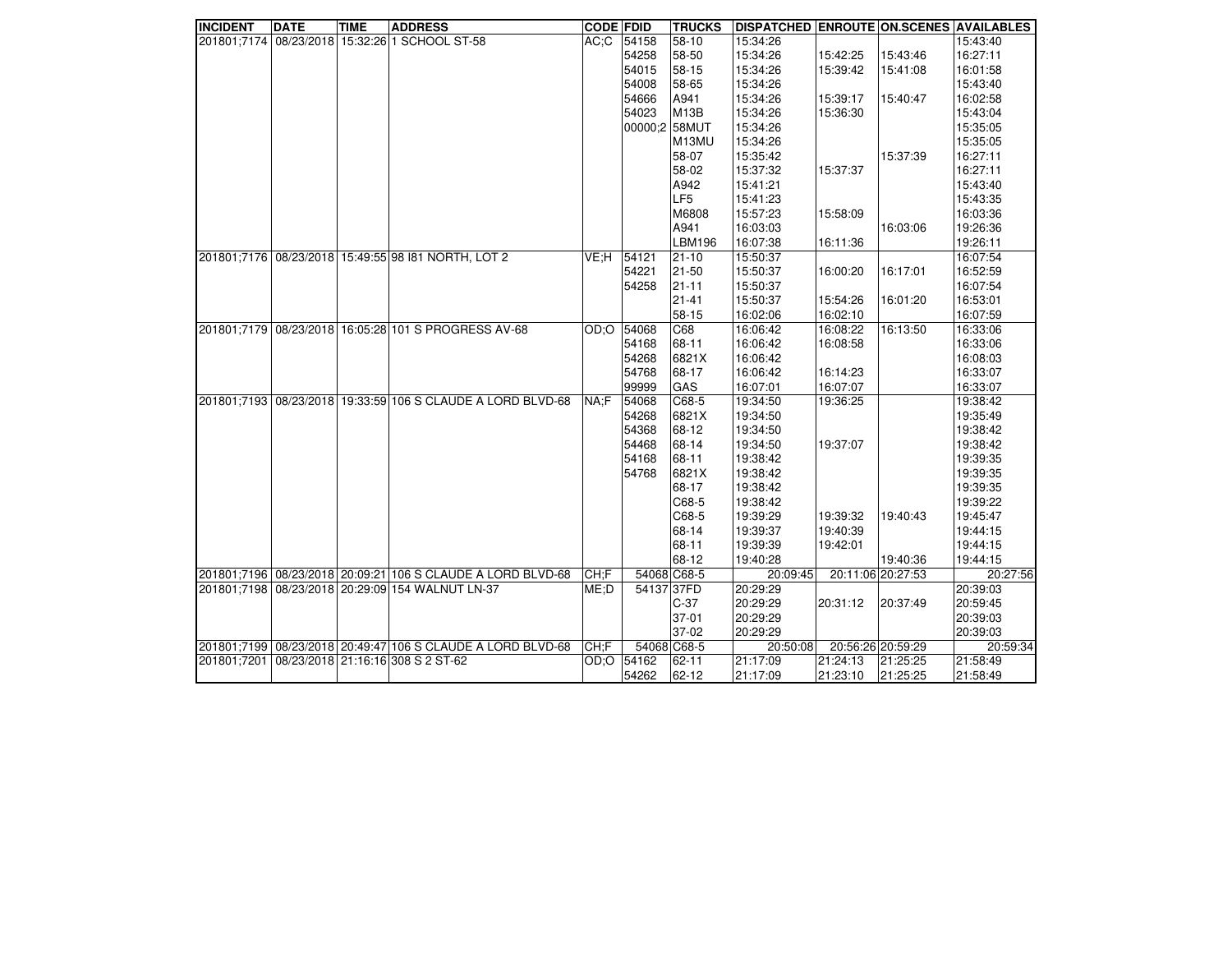| INCIDENT | DATE | TIME | ADDRESS | CODE | FDID | TRUCKS | DISPATCHED | ENROUTE | ON.SCENES | AVAILABLES |
|---|---|---|---|---|---|---|---|---|---|---|
| 201801;7174 | 08/23/2018 | 15:32:26 | 1 SCHOOL ST-58 | AC;C | 54158 | 58-10 | 15:34:26 | | | 15:43:40 |
| | | | | | 54258 | 58-50 | 15:34:26 | 15:42:25 | 15:43:46 | 16:27:11 |
| | | | | | 54015 | 58-15 | 15:34:26 | 15:39:42 | 15:41:08 | 16:01:58 |
| | | | | | 54008 | 58-65 | 15:34:26 | | | 15:43:40 |
| | | | | | 54666 | A941 | 15:34:26 | 15:39:17 | 15:40:47 | 16:02:58 |
| | | | | | 54023 | M13B | 15:34:26 | 15:36:30 | | 15:43:04 |
| | | | | | 00000;2 | 58MUT | 15:34:26 | | | 15:35:05 |
| | | | | | | M13MU | 15:34:26 | | | 15:35:05 |
| | | | | | | 58-07 | 15:35:42 | | 15:37:39 | 16:27:11 |
| | | | | | | 58-02 | 15:37:32 | 15:37:37 | | 16:27:11 |
| | | | | | | A942 | 15:41:21 | | | 15:43:40 |
| | | | | | | LF5 | 15:41:23 | | | 15:43:35 |
| | | | | | | M6808 | 15:57:23 | 15:58:09 | | 16:03:36 |
| | | | | | | A941 | 16:03:03 | | 16:03:06 | 19:26:36 |
| | | | | | | LBM196 | 16:07:38 | 16:11:36 | | 19:26:11 |
| 201801;7176 | 08/23/2018 | 15:49:55 | 98 I81 NORTH, LOT 2 | VE;H | 54121 | 21-10 | 15:50:37 | | | 16:07:54 |
| | | | | | 54221 | 21-50 | 15:50:37 | 16:00:20 | 16:17:01 | 16:52:59 |
| | | | | | 54258 | 21-11 | 15:50:37 | | | 16:07:54 |
| | | | | | | 21-41 | 15:50:37 | 15:54:26 | 16:01:20 | 16:53:01 |
| | | | | | | 58-15 | 16:02:06 | 16:02:10 | | 16:07:59 |
| 201801;7179 | 08/23/2018 | 16:05:28 | 101 S PROGRESS AV-68 | OD;O | 54068 | C68 | 16:06:42 | 16:08:22 | 16:13:50 | 16:33:06 |
| | | | | | 54168 | 68-11 | 16:06:42 | 16:08:58 | | 16:33:06 |
| | | | | | 54268 | 6821X | 16:06:42 | | | 16:08:03 |
| | | | | | 54768 | 68-17 | 16:06:42 | 16:14:23 | | 16:33:07 |
| | | | | | 99999 | GAS | 16:07:01 | 16:07:07 | | 16:33:07 |
| 201801;7193 | 08/23/2018 | 19:33:59 | 106 S CLAUDE A LORD BLVD-68 | NA;F | 54068 | C68-5 | 19:34:50 | 19:36:25 | | 19:38:42 |
| | | | | | 54268 | 6821X | 19:34:50 | | | 19:35:49 |
| | | | | | 54368 | 68-12 | 19:34:50 | | | 19:38:42 |
| | | | | | 54468 | 68-14 | 19:34:50 | 19:37:07 | | 19:38:42 |
| | | | | | 54168 | 68-11 | 19:38:42 | | | 19:39:35 |
| | | | | | 54768 | 6821X | 19:38:42 | | | 19:39:35 |
| | | | | | | 68-17 | 19:38:42 | | | 19:39:35 |
| | | | | | | C68-5 | 19:38:42 | | | 19:39:22 |
| | | | | | | C68-5 | 19:39:29 | 19:39:32 | 19:40:43 | 19:45:47 |
| | | | | | | 68-14 | 19:39:37 | 19:40:39 | | 19:44:15 |
| | | | | | | 68-11 | 19:39:39 | 19:42:01 | | 19:44:15 |
| | | | | | | 68-12 | 19:40:28 | | 19:40:36 | 19:44:15 |
| 201801;7196 | 08/23/2018 | 20:09:21 | 106 S CLAUDE A LORD BLVD-68 | CH;F | 54068 | C68-5 | 20:09:45 | 20:11:06 | 20:27:53 | 20:27:56 |
| 201801;7198 | 08/23/2018 | 20:29:09 | 154 WALNUT LN-37 | ME;D | 54137 | 37FD | 20:29:29 | | | 20:39:03 |
| | | | | | | C-37 | 20:29:29 | 20:31:12 | 20:37:49 | 20:59:45 |
| | | | | | | 37-01 | 20:29:29 | | | 20:39:03 |
| | | | | | | 37-02 | 20:29:29 | | | 20:39:03 |
| 201801;7199 | 08/23/2018 | 20:49:47 | 106 S CLAUDE A LORD BLVD-68 | CH;F | 54068 | C68-5 | 20:50:08 | 20:56:26 | 20:59:29 | 20:59:34 |
| 201801;7201 | 08/23/2018 | 21:16:16 | 308 S 2 ST-62 | OD;O | 54162 | 62-11 | 21:17:09 | 21:24:13 | 21:25:25 | 21:58:49 |
| | | | | | 54262 | 62-12 | 21:17:09 | 21:23:10 | 21:25:25 | 21:58:49 |